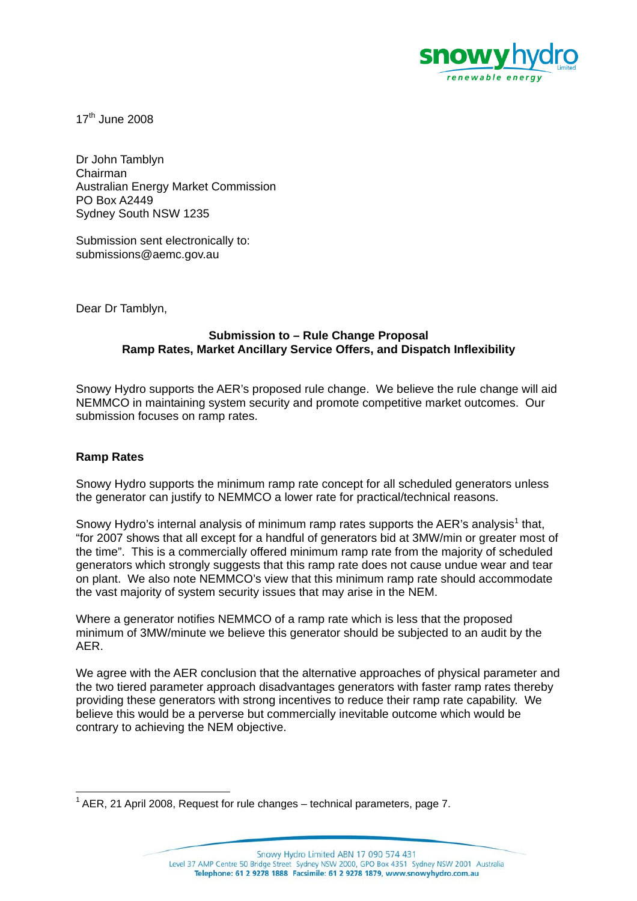17[th] June 2008

Dr John Tamblyn
Chairman
Australian Energy Market Commission
PO Box A2449
Sydney South NSW 1235

Submission sent electronically to:
submissions@aemc.gov.au

Dear Dr Tamblyn,

**Submission to – Rule Change Proposal**
**Ramp Rates, Market Ancillary Service Offers, and Dispatch Inflexibility**

Snowy Hydro supports the AER's proposed rule change. We believe the rule change will aid NEMMCO in maintaining system security and promote competitive market outcomes. Our submission focuses on ramp rates.

**Ramp Rates**

Snowy Hydro supports the minimum ramp rate concept for all scheduled generators unless the generator can justify to NEMMCO a lower rate for practical/technical reasons.

Snowy Hydro's internal analysis of minimum ramp rates supports the AER's analysis[1] that, "for 2007 shows that all except for a handful of generators bid at 3MW/min or greater most of the time". This is a commercially offered minimum ramp rate from the majority of scheduled generators which strongly suggests that this ramp rate does not cause undue wear and tear on plant. We also note NEMMCO's view that this minimum ramp rate should accommodate the vast majority of system security issues that may arise in the NEM.

Where a generator notifies NEMMCO of a ramp rate which is less that the proposed minimum of 3MW/minute we believe this generator should be subjected to an audit by the AER.

We agree with the AER conclusion that the alternative approaches of physical parameter and the two tiered parameter approach disadvantages generators with faster ramp rates thereby providing these generators with strong incentives to reduce their ramp rate capability. We believe this would be a perverse but commercially inevitable outcome which would be contrary to achieving the NEM objective.

[1] AER, 21 April 2008, Request for rule changes – technical parameters, page 7.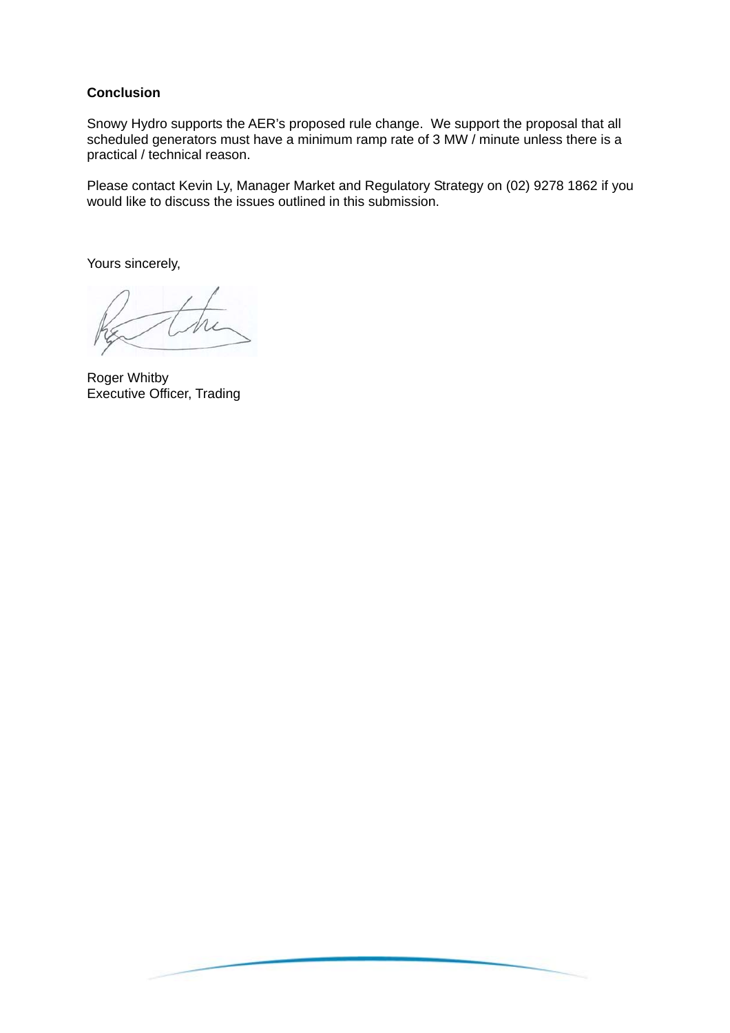## Conclusion

Snowy Hydro supports the AER's proposed rule change. We support the proposal that all scheduled generators must have a minimum ramp rate of 3 MW / minute unless there is a practical / technical reason.

Please contact Kevin Ly, Manager Market and Regulatory Strategy on (02) 9278 1862 if you would like to discuss the issues outlined in this submission.

Yours sincerely,

Roger Whitby
Executive Officer, Trading